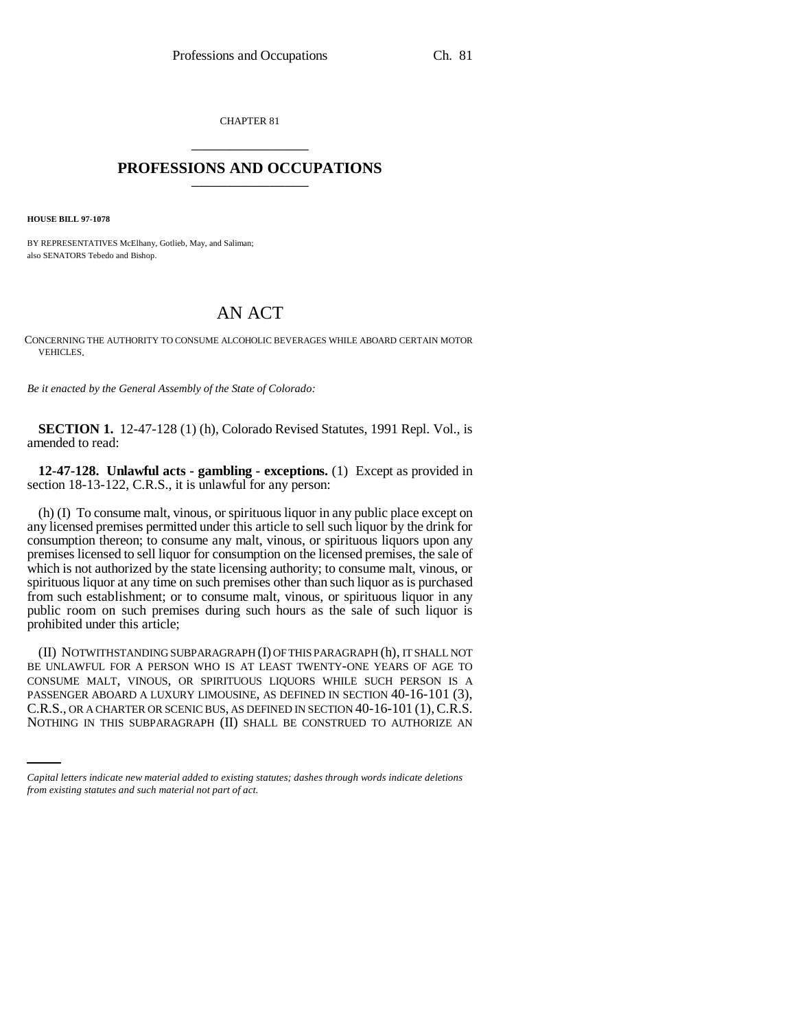CHAPTER 81

# PROFESSIONS AND OCCUPATIONS

**HOUSE BILL 97-1078**

BY REPRESENTATIVES McElhany, Gotlieb, May, and Saliman;
also SENATORS Tebedo and Bishop.

# AN ACT

CONCERNING THE AUTHORITY TO CONSUME ALCOHOLIC BEVERAGES WHILE ABOARD CERTAIN MOTOR VEHICLES.

*Be it enacted by the General Assembly of the State of Colorado:*

**SECTION 1.** 12-47-128 (1) (h), Colorado Revised Statutes, 1991 Repl. Vol., is amended to read:

**12-47-128. Unlawful acts - gambling - exceptions.** (1) Except as provided in section 18-13-122, C.R.S., it is unlawful for any person:

(h) (I) To consume malt, vinous, or spirituous liquor in any public place except on any licensed premises permitted under this article to sell such liquor by the drink for consumption thereon; to consume any malt, vinous, or spirituous liquors upon any premises licensed to sell liquor for consumption on the licensed premises, the sale of which is not authorized by the state licensing authority; to consume malt, vinous, or spirituous liquor at any time on such premises other than such liquor as is purchased from such establishment; or to consume malt, vinous, or spirituous liquor in any public room on such premises during such hours as the sale of such liquor is prohibited under this article;

(II) NOTWITHSTANDING SUBPARAGRAPH (I) OF THIS PARAGRAPH (h), IT SHALL NOT BE UNLAWFUL FOR A PERSON WHO IS AT LEAST TWENTY-ONE YEARS OF AGE TO CONSUME MALT, VINOUS, OR SPIRITUOUS LIQUORS WHILE SUCH PERSON IS A PASSENGER ABOARD A LUXURY LIMOUSINE, AS DEFINED IN SECTION 40-16-101 (3), C.R.S., OR A CHARTER OR SCENIC BUS, AS DEFINED IN SECTION 40-16-101 (1), C.R.S. NOTHING IN THIS SUBPARAGRAPH (II) SHALL BE CONSTRUED TO AUTHORIZE AN

*Capital letters indicate new material added to existing statutes; dashes through words indicate deletions from existing statutes and such material not part of act.*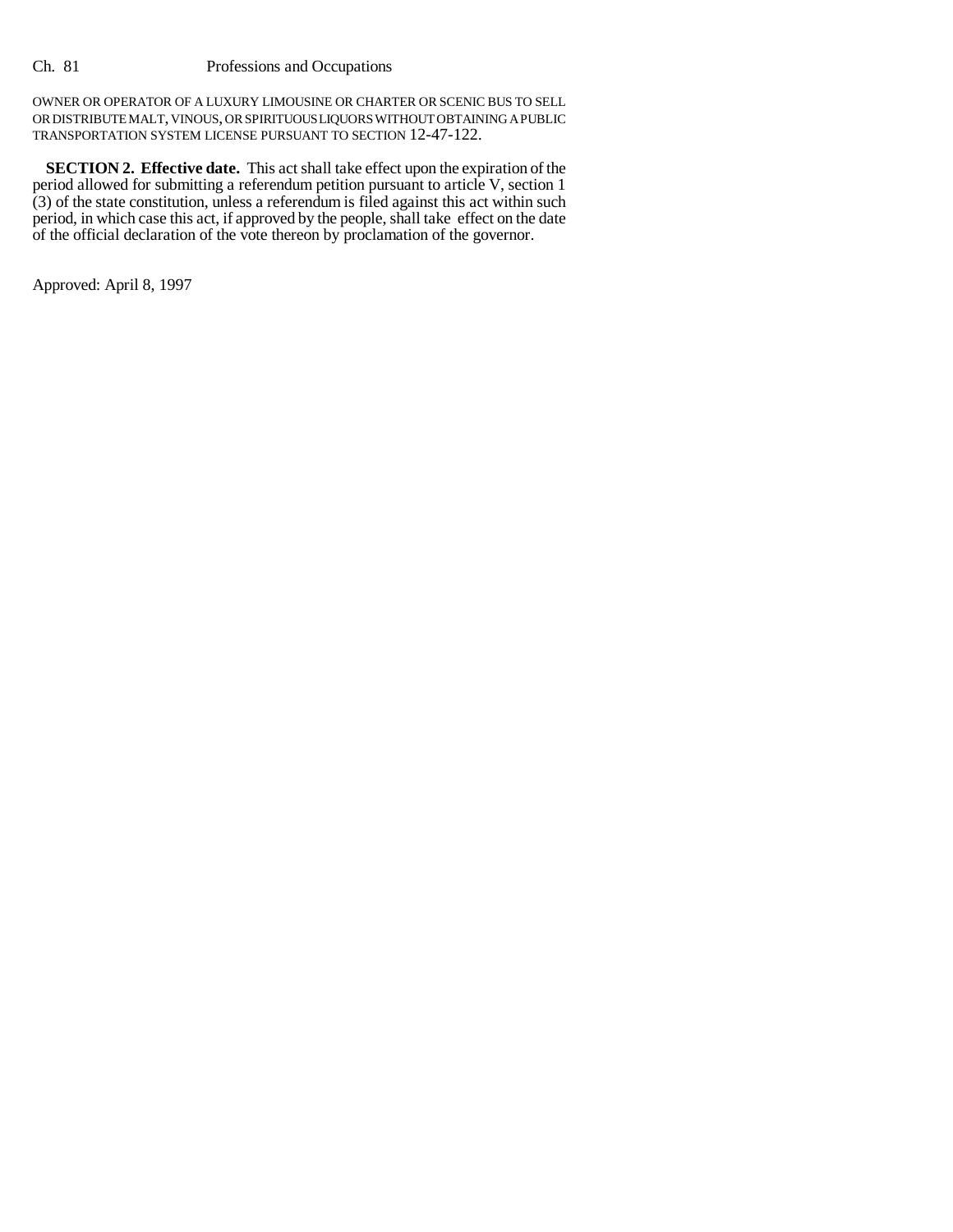OWNER OR OPERATOR OF A LUXURY LIMOUSINE OR CHARTER OR SCENIC BUS TO SELL OR DISTRIBUTE MALT, VINOUS, OR SPIRITUOUS LIQUORS WITHOUT OBTAINING A PUBLIC TRANSPORTATION SYSTEM LICENSE PURSUANT TO SECTION 12-47-122.

**SECTION 2. Effective date.** This act shall take effect upon the expiration of the period allowed for submitting a referendum petition pursuant to article V, section 1 (3) of the state constitution, unless a referendum is filed against this act within such period, in which case this act, if approved by the people, shall take effect on the date of the official declaration of the vote thereon by proclamation of the governor.

Approved: April 8, 1997